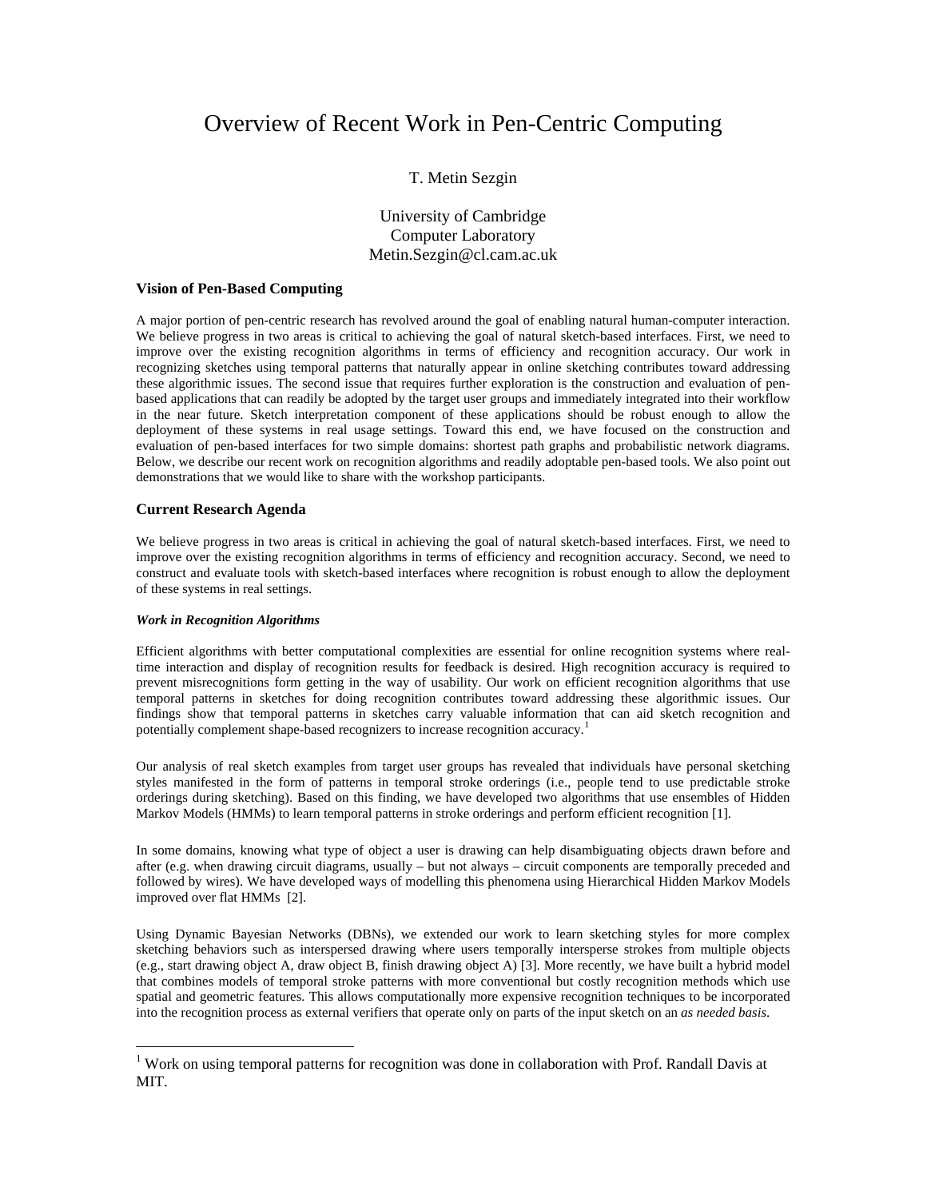# Overview of Recent Work in Pen-Centric Computing

T. Metin Sezgin

University of Cambridge
Computer Laboratory
Metin.Sezgin@cl.cam.ac.uk

### Vision of Pen-Based Computing

A major portion of pen-centric research has revolved around the goal of enabling natural human-computer interaction. We believe progress in two areas is critical to achieving the goal of natural sketch-based interfaces. First, we need to improve over the existing recognition algorithms in terms of efficiency and recognition accuracy. Our work in recognizing sketches using temporal patterns that naturally appear in online sketching contributes toward addressing these algorithmic issues. The second issue that requires further exploration is the construction and evaluation of pen-based applications that can readily be adopted by the target user groups and immediately integrated into their workflow in the near future. Sketch interpretation component of these applications should be robust enough to allow the deployment of these systems in real usage settings. Toward this end, we have focused on the construction and evaluation of pen-based interfaces for two simple domains: shortest path graphs and probabilistic network diagrams. Below, we describe our recent work on recognition algorithms and readily adoptable pen-based tools. We also point out demonstrations that we would like to share with the workshop participants.

### Current Research Agenda

We believe progress in two areas is critical in achieving the goal of natural sketch-based interfaces. First, we need to improve over the existing recognition algorithms in terms of efficiency and recognition accuracy. Second, we need to construct and evaluate tools with sketch-based interfaces where recognition is robust enough to allow the deployment of these systems in real settings.

#### *Work in Recognition Algorithms*

Efficient algorithms with better computational complexities are essential for online recognition systems where real-time interaction and display of recognition results for feedback is desired. High recognition accuracy is required to prevent misrecognitions form getting in the way of usability. Our work on efficient recognition algorithms that use temporal patterns in sketches for doing recognition contributes toward addressing these algorithmic issues. Our findings show that temporal patterns in sketches carry valuable information that can aid sketch recognition and potentially complement shape-based recognizers to increase recognition accuracy.[1]

Our analysis of real sketch examples from target user groups has revealed that individuals have personal sketching styles manifested in the form of patterns in temporal stroke orderings (i.e., people tend to use predictable stroke orderings during sketching). Based on this finding, we have developed two algorithms that use ensembles of Hidden Markov Models (HMMs) to learn temporal patterns in stroke orderings and perform efficient recognition [1].

In some domains, knowing what type of object a user is drawing can help disambiguating objects drawn before and after (e.g. when drawing circuit diagrams, usually – but not always – circuit components are temporally preceded and followed by wires). We have developed ways of modelling this phenomena using Hierarchical Hidden Markov Models improved over flat HMMs [2].

Using Dynamic Bayesian Networks (DBNs), we extended our work to learn sketching styles for more complex sketching behaviors such as interspersed drawing where users temporally intersperse strokes from multiple objects (e.g., start drawing object A, draw object B, finish drawing object A) [3]. More recently, we have built a hybrid model that combines models of temporal stroke patterns with more conventional but costly recognition methods which use spatial and geometric features. This allows computationally more expensive recognition techniques to be incorporated into the recognition process as external verifiers that operate only on parts of the input sketch on an *as needed basis*.

---

[1] Work on using temporal patterns for recognition was done in collaboration with Prof. Randall Davis at MIT.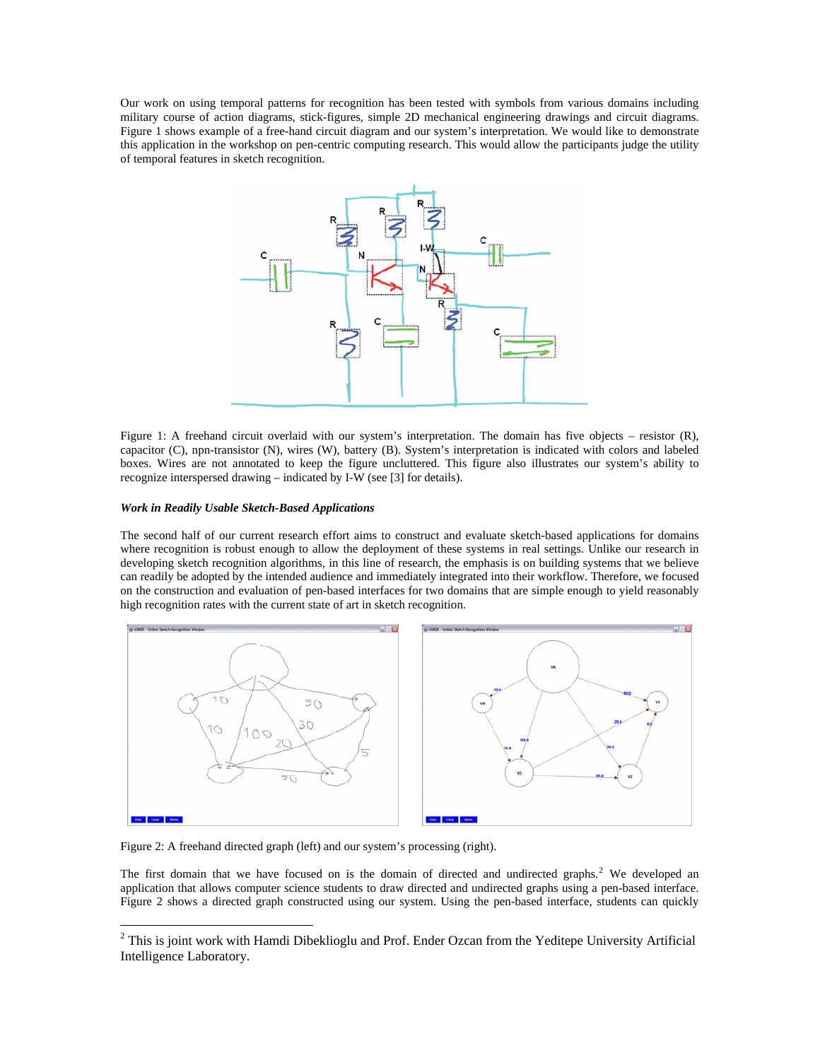Our work on using temporal patterns for recognition has been tested with symbols from various domains including military course of action diagrams, stick-figures, simple 2D mechanical engineering drawings and circuit diagrams. Figure 1 shows example of a free-hand circuit diagram and our system's interpretation. We would like to demonstrate this application in the workshop on pen-centric computing research. This would allow the participants judge the utility of temporal features in sketch recognition.

Figure 1: A freehand circuit overlaid with our system's interpretation. The domain has five objects – resistor (R), capacitor (C), npn-transistor (N), wires (W), battery (B). System's interpretation is indicated with colors and labeled boxes. Wires are not annotated to keep the figure uncluttered. This figure also illustrates our system's ability to recognize interspersed drawing – indicated by I-W (see [3] for details).

***Work in Readily Usable Sketch-Based Applications***

The second half of our current research effort aims to construct and evaluate sketch-based applications for domains where recognition is robust enough to allow the deployment of these systems in real settings. Unlike our research in developing sketch recognition algorithms, in this line of research, the emphasis is on building systems that we believe can readily be adopted by the intended audience and immediately integrated into their workflow. Therefore, we focused on the construction and evaluation of pen-based interfaces for two domains that are simple enough to yield reasonably high recognition rates with the current state of art in sketch recognition.

Figure 2: A freehand directed graph (left) and our system's processing (right).

The first domain that we have focused on is the domain of directed and undirected graphs.[2] We developed an application that allows computer science students to draw directed and undirected graphs using a pen-based interface. Figure 2 shows a directed graph constructed using our system. Using the pen-based interface, students can quickly

[2] This is joint work with Hamdi Dibeklioglu and Prof. Ender Ozcan from the Yeditepe University Artificial Intelligence Laboratory.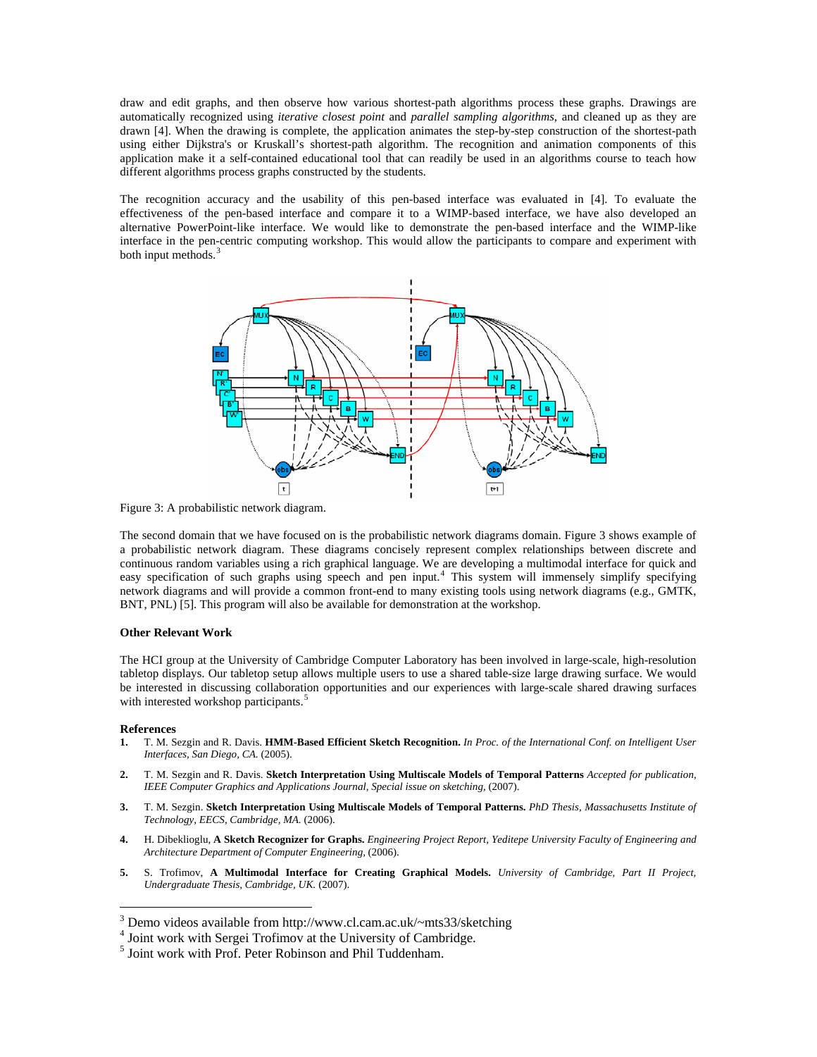draw and edit graphs, and then observe how various shortest-path algorithms process these graphs. Drawings are automatically recognized using *iterative closest point* and *parallel sampling algorithms*, and cleaned up as they are drawn [4]. When the drawing is complete, the application animates the step-by-step construction of the shortest-path using either Dijkstra's or Kruskall's shortest-path algorithm. The recognition and animation components of this application make it a self-contained educational tool that can readily be used in an algorithms course to teach how different algorithms process graphs constructed by the students.

The recognition accuracy and the usability of this pen-based interface was evaluated in [4]. To evaluate the effectiveness of the pen-based interface and compare it to a WIMP-based interface, we have also developed an alternative PowerPoint-like interface. We would like to demonstrate the pen-based interface and the WIMP-like interface in the pen-centric computing workshop. This would allow the participants to compare and experiment with both input methods.[3]

Figure 3: A probabilistic network diagram.

The second domain that we have focused on is the probabilistic network diagrams domain. Figure 3 shows example of a probabilistic network diagram. These diagrams concisely represent complex relationships between discrete and continuous random variables using a rich graphical language. We are developing a multimodal interface for quick and easy specification of such graphs using speech and pen input.[4] This system will immensely simplify specifying network diagrams and will provide a common front-end to many existing tools using network diagrams (e.g., GMTK, BNT, PNL) [5]. This program will also be available for demonstration at the workshop.

**Other Relevant Work**

The HCI group at the University of Cambridge Computer Laboratory has been involved in large-scale, high-resolution tabletop displays. Our tabletop setup allows multiple users to use a shared table-size large drawing surface. We would be interested in discussing collaboration opportunities and our experiences with large-scale shared drawing surfaces with interested workshop participants.[5]

**References**

1. T. M. Sezgin and R. Davis. **HMM-Based Efficient Sketch Recognition.** *In Proc. of the International Conf. on Intelligent User Interfaces, San Diego, CA.* (2005).
2. T. M. Sezgin and R. Davis. **Sketch Interpretation Using Multiscale Models of Temporal Patterns** *Accepted for publication, IEEE Computer Graphics and Applications Journal, Special issue on sketching*, (2007).
3. T. M. Sezgin. **Sketch Interpretation Using Multiscale Models of Temporal Patterns.** *PhD Thesis, Massachusetts Institute of Technology, EECS, Cambridge, MA.* (2006).
4. H. Dibeklioglu, **A Sketch Recognizer for Graphs.** *Engineering Project Report, Yeditepe University Faculty of Engineering and Architecture Department of Computer Engineering*, (2006).
5. S. Trofimov, **A Multimodal Interface for Creating Graphical Models.** *University of Cambridge, Part II Project, Undergraduate Thesis, Cambridge, UK.* (2007).

---

[3] Demo videos available from http://www.cl.cam.ac.uk/~mts33/sketching

[4] Joint work with Sergei Trofimov at the University of Cambridge.

[5] Joint work with Prof. Peter Robinson and Phil Tuddenham.